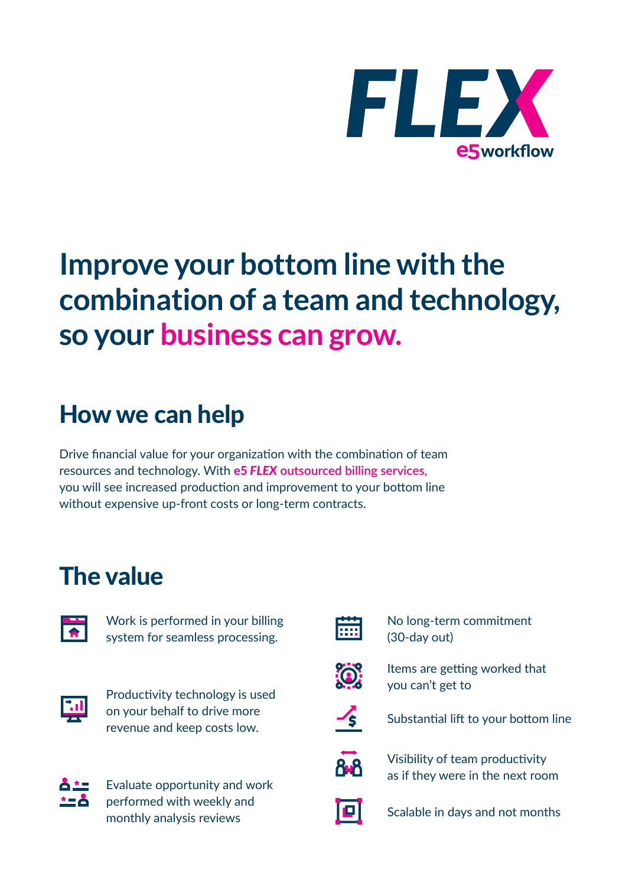# FLEX

e5workflow

# Improve your bottom line with the combination of a team and technology, so your business can grow.

## How we can help

Drive financial value for your organization with the combination of team resources and technology. With **e5 *FLEX* outsourced billing services,** you will see increased production and improvement to your bottom line without expensive up-front costs or long-term contracts.

## The value

- Work is performed in your billing system for seamless processing.
- Productivity technology is used on your behalf to drive more revenue and keep costs low.
- Evaluate opportunity and work performed with weekly and monthly analysis reviews
- No long-term commitment (30-day out)
- Items are getting worked that you can't get to
- Substantial lift to your bottom line
- Visibility of team productivity as if they were in the next room
- Scalable in days and not months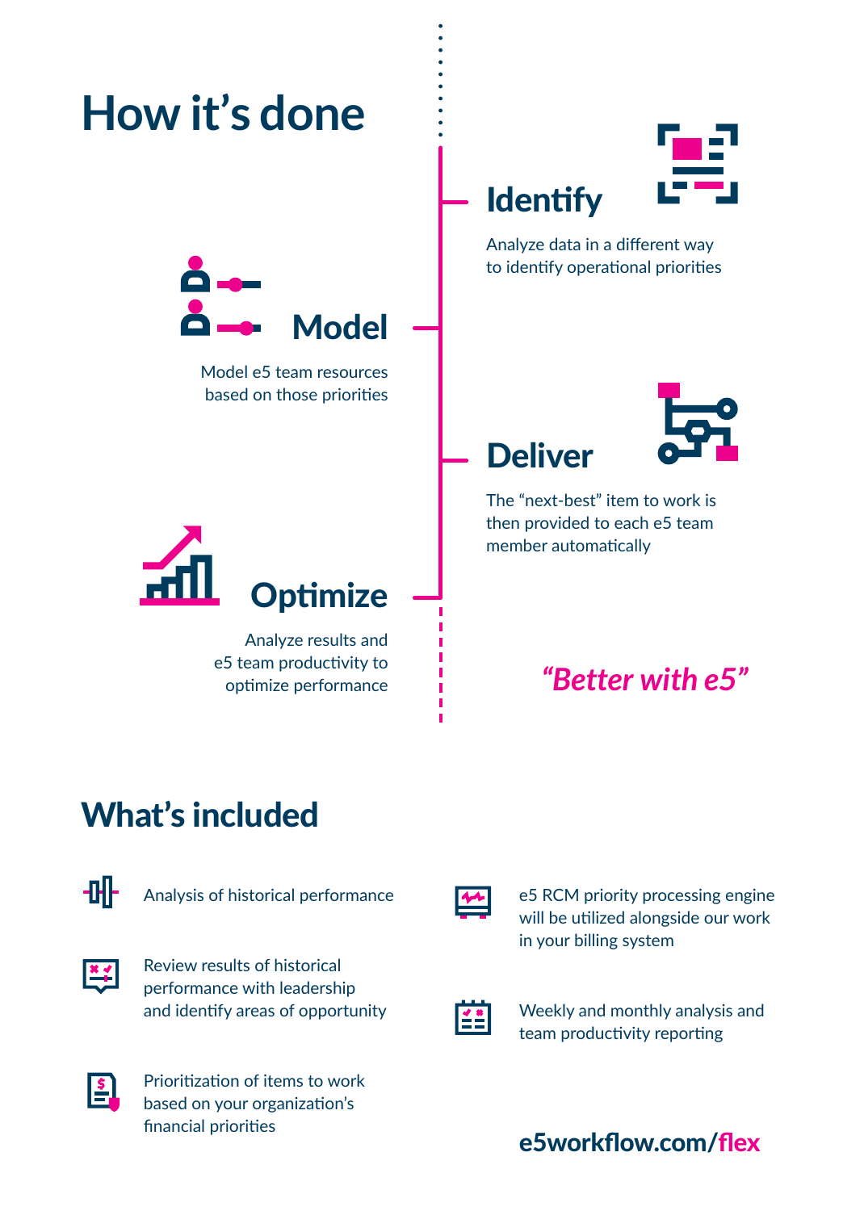# How it's done

### Identify

Analyze data in a different way to identify operational priorities

### Model

Model e5 team resources based on those priorities

### Deliver

The "next-best" item to work is then provided to each e5 team member automatically

### Optimize

Analyze results and e5 team productivity to optimize performance

*"Better with e5"*

## What's included

- Analysis of historical performance
- Review results of historical performance with leadership and identify areas of opportunity
- Prioritization of items to work based on your organization's financial priorities
- e5 RCM priority processing engine will be utilized alongside our work in your billing system
- Weekly and monthly analysis and team productivity reporting

**e5workflow.com/flex**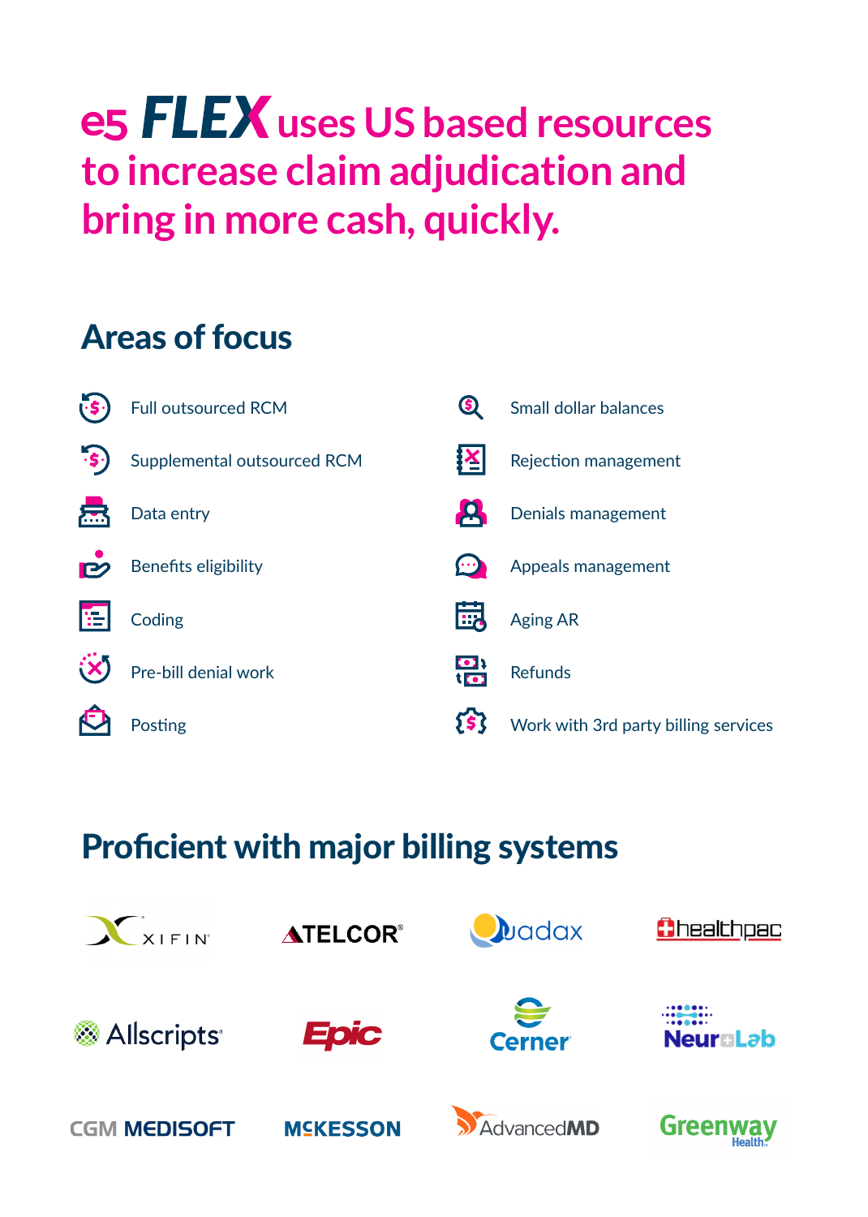# e5 FLEX uses US based resources to increase claim adjudication and bring in more cash, quickly.

## Areas of focus

- Full outsourced RCM
- Supplemental outsourced RCM
- Data entry
- Benefits eligibility
- Coding
- Pre-bill denial work
- Posting
- Small dollar balances
- Rejection management
- Denials management
- Appeals management
- Aging AR
- Refunds
- Work with 3rd party billing services

## Proficient with major billing systems

XIFIN, ATELCOR, Quadax, healthpac, Allscripts, Epic, Cerner, NeuroLab, CGM MEDISOFT, MCKESSON, AdvancedMD, Greenway Health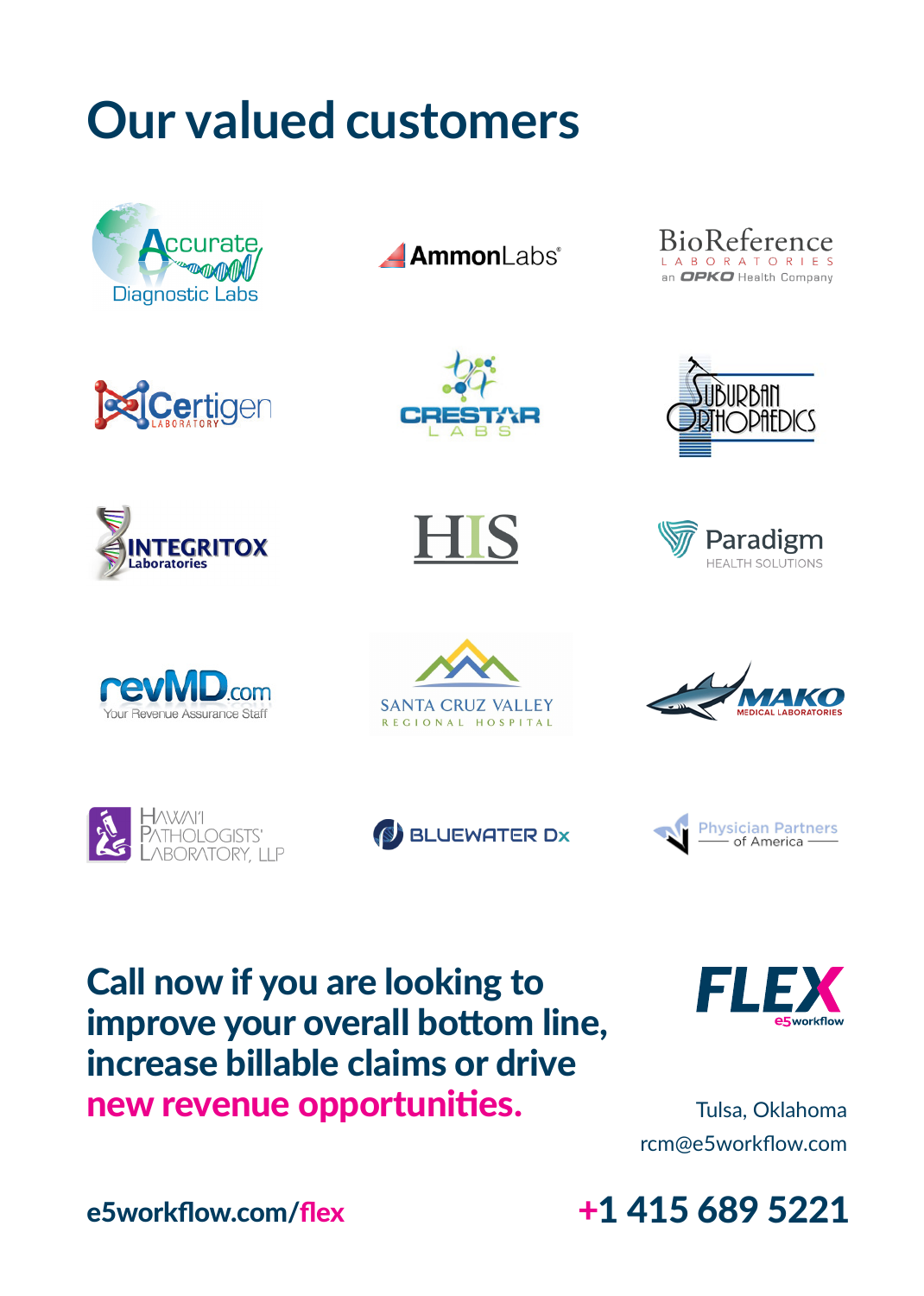# Our valued customers

Call now if you are looking to improve your overall bottom line, increase billable claims or drive **new revenue opportunities.**

Tulsa, Oklahoma
rcm@e5workflow.com

e5workflow.com/flex

+1 415 689 5221